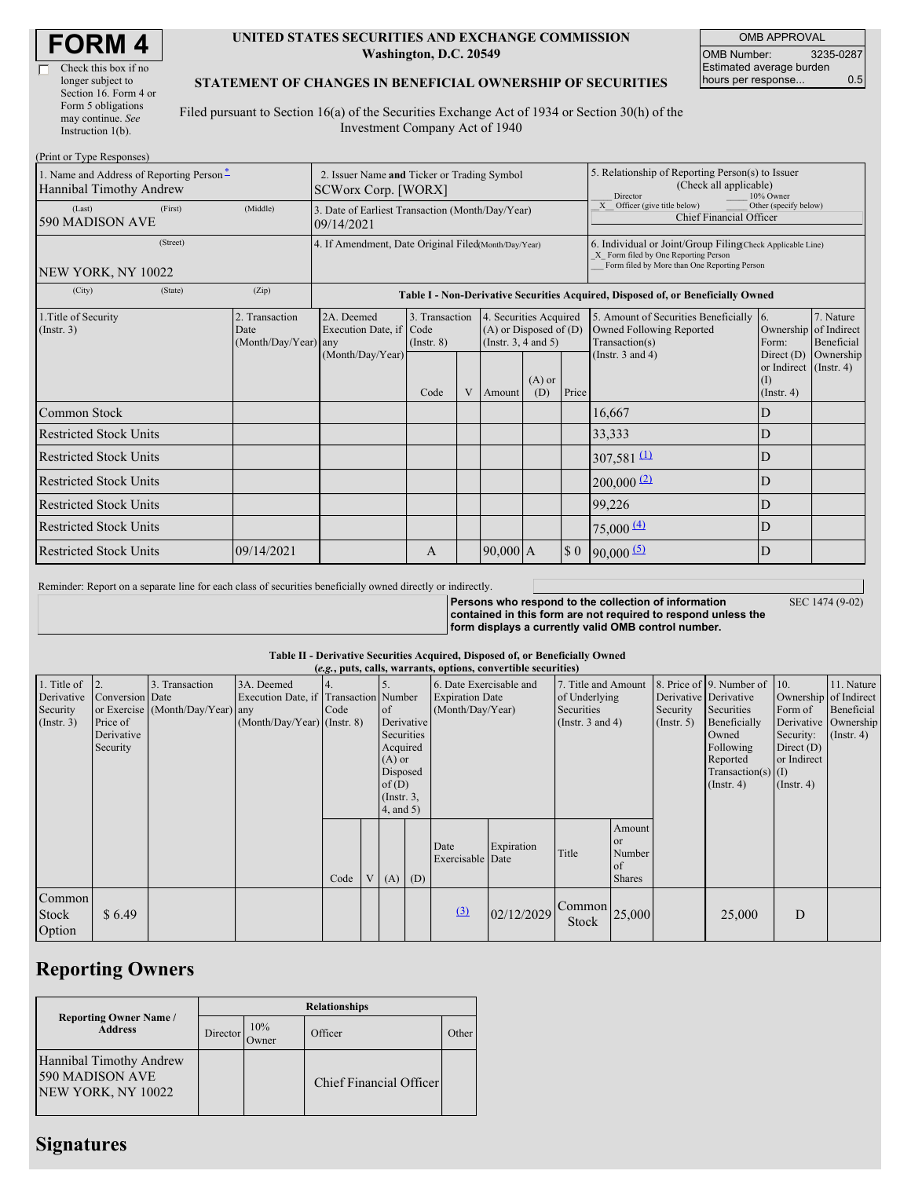# FORM 4

☐ Check this box if no longer subject to Section 16. Form 4 or Form 5 obligations may continue. *See* Instruction 1(b).

**UNITED STATES SECURITIES AND EXCHANGE COMMISSION**
**Washington, D.C. 20549**

**STATEMENT OF CHANGES IN BENEFICIAL OWNERSHIP OF SECURITIES**

Filed pursuant to Section 16(a) of the Securities Exchange Act of 1934 or Section 30(h) of the Investment Company Act of 1940

| OMB APPROVAL | |
|---|---|
| OMB Number: | 3235-0287 |
| Estimated average burden hours per response... | 0.5 |

(Print or Type Responses)

| | | |
|---|---|---|
| 1. Name and Address of Reporting Person*<br>Hannibal Timothy Andrew<br>(Last) (First) (Middle)<br>590 MADISON AVE<br>(Street)<br>NEW YORK, NY 10022<br>(City) (State) (Zip) | 2. Issuer Name **and** Ticker or Trading Symbol<br>SCWorx Corp. [WORX]<br>3. Date of Earliest Transaction (Month/Day/Year)<br>09/14/2021<br>4. If Amendment, Date Original Filed(Month/Day/Year) | 5. Relationship of Reporting Person(s) to Issuer (Check all applicable)<br>\_\_ Director \_\_ 10% Owner<br>\_X\_ Officer (give title below) \_\_ Other (specify below)<br>Chief Financial Officer<br>6. Individual or Joint/Group Filing(Check Applicable Line)<br>\_X\_ Form filed by One Reporting Person<br>\_\_ Form filed by More than One Reporting Person |

**Table I - Non-Derivative Securities Acquired, Disposed of, or Beneficially Owned**

| 1.Title of Security (Instr. 3) | 2. Transaction Date (Month/Day/Year) | 2A. Deemed Execution Date, if any (Month/Day/Year) | 3. Transaction Code (Instr. 8) | | 4. Securities Acquired (A) or Disposed of (D) (Instr. 3, 4 and 5) | | | 5. Amount of Securities Beneficially Owned Following Reported Transaction(s) (Instr. 3 and 4) | 6. Ownership Form: Direct (D) or Indirect (I) (Instr. 4) | 7. Nature of Indirect Beneficial Ownership (Instr. 4) |
|---|---|---|---|---|---|---|---|---|---|---|
| | | | Code | V | Amount | (A) or (D) | Price | | | |
| Common Stock | | | | | | | | 16,667 | D | |
| Restricted Stock Units | | | | | | | | 33,333 | D | |
| Restricted Stock Units | | | | | | | | 307,581 (1) | D | |
| Restricted Stock Units | | | | | | | | 200,000 (2) | D | |
| Restricted Stock Units | | | | | | | | 99,226 | D | |
| Restricted Stock Units | | | | | | | | 75,000 (4) | D | |
| Restricted Stock Units | 09/14/2021 | | A | | 90,000 | A | $ 0 | 90,000 (5) | D | |

Reminder: Report on a separate line for each class of securities beneficially owned directly or indirectly.

**Persons who respond to the collection of information contained in this form are not required to respond unless the form displays a currently valid OMB control number.** SEC 1474 (9-02)

**Table II - Derivative Securities Acquired, Disposed of, or Beneficially Owned**
**(*e.g.*, puts, calls, warrants, options, convertible securities)**

| 1. Title of Derivative Security (Instr. 3) | 2. Conversion or Exercise Price of Derivative Security | 3. Transaction Date (Month/Day/Year) | 3A. Deemed Execution Date, if any (Month/Day/Year) | 4. Transaction Code (Instr. 8) | | 5. Number of Derivative Securities Acquired (A) or Disposed of (D) (Instr. 3, 4, and 5) | | 6. Date Exercisable and Expiration Date (Month/Day/Year) | | 7. Title and Amount of Underlying Securities (Instr. 3 and 4) | | 8. Price of Derivative Security (Instr. 5) | 9. Number of Derivative Securities Beneficially Owned Following Reported Transaction(s) (Instr. 4) | 10. Ownership Form of Derivative Security: Direct (D) or Indirect (I) (Instr. 4) | 11. Nature of Indirect Beneficial Ownership (Instr. 4) |
|---|---|---|---|---|---|---|---|---|---|---|---|---|---|---|---|
| | | | | Code | V | (A) | (D) | Date Exercisable | Expiration Date | Title | Amount or Number of Shares | | | | |
| Common Stock Option | $ 6.49 | | | | | | | (3) | 02/12/2029 | Common Stock | 25,000 | | 25,000 | D | |

## Reporting Owners

| Reporting Owner Name / Address | Relationships | | | |
|---|---|---|---|---|
| | Director | 10% Owner | Officer | Other |
| Hannibal Timothy Andrew<br>590 MADISON AVE<br>NEW YORK, NY 10022 | | | Chief Financial Officer | |

## Signatures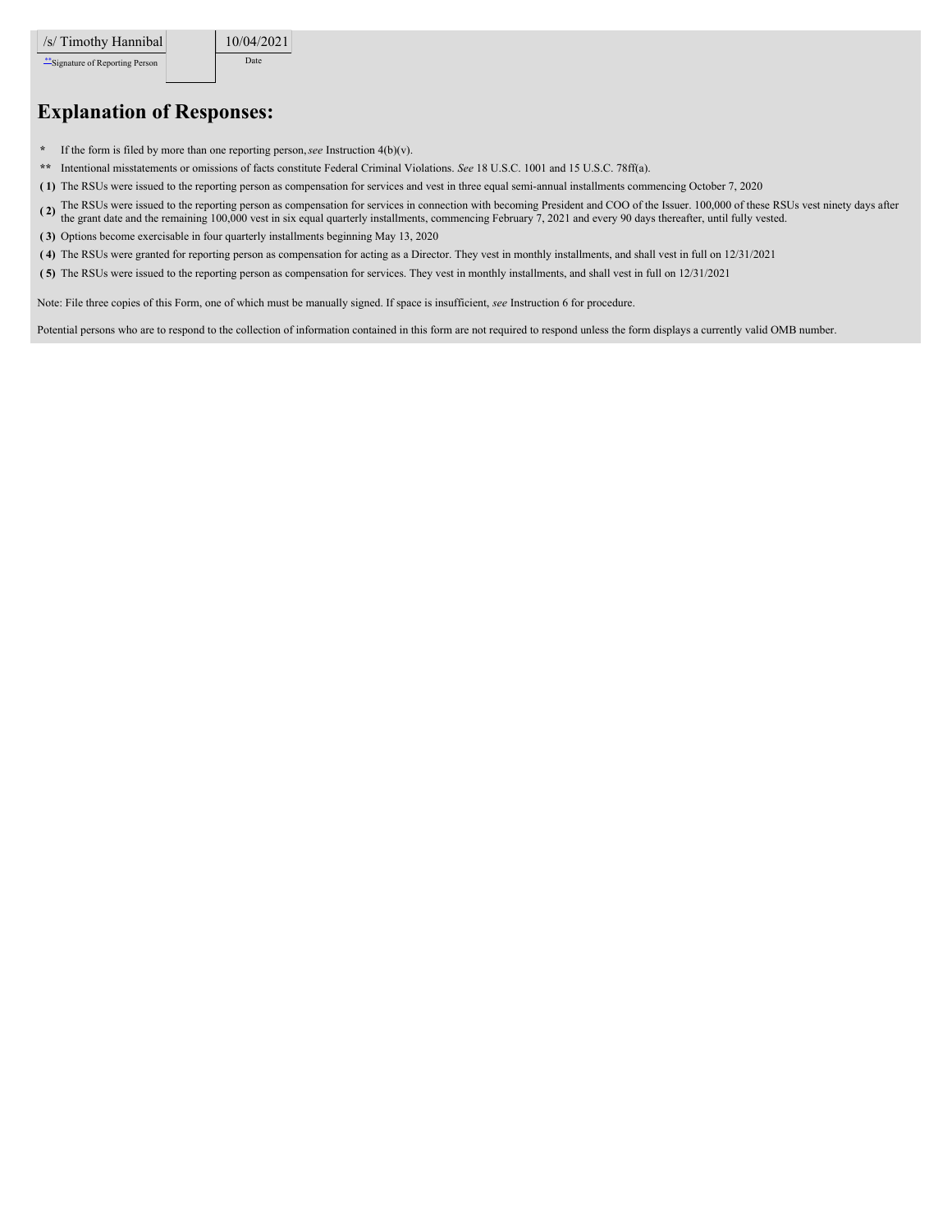| /s/ Timothy Hannibal | | 10/04/2021 |
|---|---|---|
| **Signature of Reporting Person | | Date |

## Explanation of Responses:

\* If the form is filed by more than one reporting person, *see* Instruction 4(b)(v).

\*\* Intentional misstatements or omissions of facts constitute Federal Criminal Violations. *See* 18 U.S.C. 1001 and 15 U.S.C. 78ff(a).

**( 1)** The RSUs were issued to the reporting person as compensation for services and vest in three equal semi-annual installments commencing October 7, 2020

**( 2)** The RSUs were issued to the reporting person as compensation for services in connection with becoming President and COO of the Issuer. 100,000 of these RSUs vest ninety days after the grant date and the remaining 100,000 vest in six equal quarterly installments, commencing February 7, 2021 and every 90 days thereafter, until fully vested.

**( 3)** Options become exercisable in four quarterly installments beginning May 13, 2020

**( 4)** The RSUs were granted for reporting person as compensation for acting as a Director. They vest in monthly installments, and shall vest in full on 12/31/2021

**( 5)** The RSUs were issued to the reporting person as compensation for services. They vest in monthly installments, and shall vest in full on 12/31/2021

Note: File three copies of this Form, one of which must be manually signed. If space is insufficient, *see* Instruction 6 for procedure.

Potential persons who are to respond to the collection of information contained in this form are not required to respond unless the form displays a currently valid OMB number.